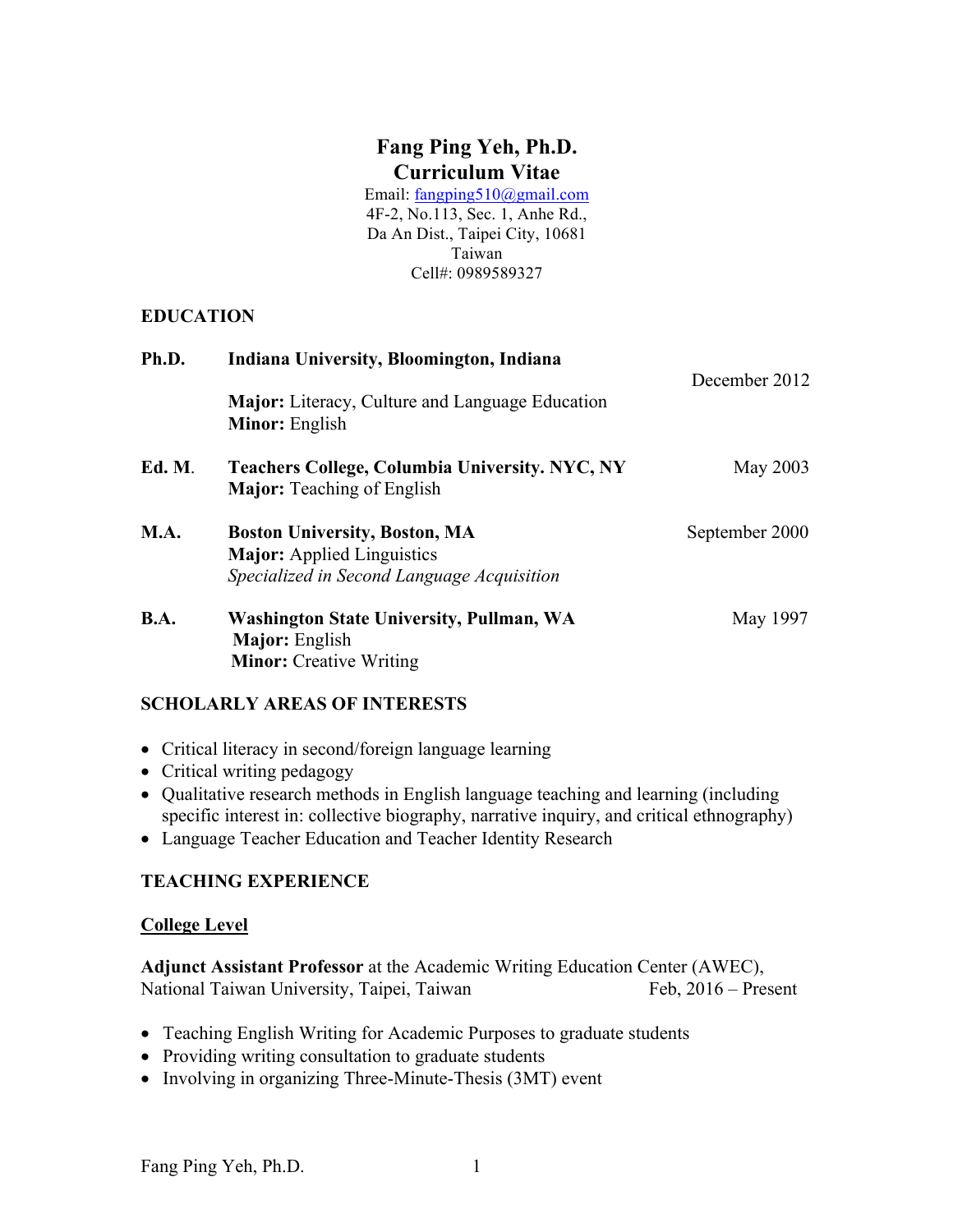# Fang Ping Yeh, Ph.D.
# Curriculum Vitae

Email: fangping510@gmail.com
4F-2, No.113, Sec. 1, Anhe Rd.,
Da An Dist., Taipei City, 10681
Taiwan
Cell#: 0989589327

## EDUCATION

**Ph.D.** **Indiana University, Bloomington, Indiana** December 2012
**Major:** Literacy, Culture and Language Education
**Minor:** English

**Ed. M.** **Teachers College, Columbia University. NYC, NY** May 2003
**Major:** Teaching of English

**M.A.** **Boston University, Boston, MA** September 2000
**Major:** Applied Linguistics
*Specialized in Second Language Acquisition*

**B.A.** **Washington State University, Pullman, WA** May 1997
**Major:** English
**Minor:** Creative Writing

## SCHOLARLY AREAS OF INTERESTS

- Critical literacy in second/foreign language learning
- Critical writing pedagogy
- Qualitative research methods in English language teaching and learning (including specific interest in: collective biography, narrative inquiry, and critical ethnography)
- Language Teacher Education and Teacher Identity Research

## TEACHING EXPERIENCE

### College Level

**Adjunct Assistant Professor** at the Academic Writing Education Center (AWEC), National Taiwan University, Taipei, Taiwan Feb, 2016 – Present

- Teaching English Writing for Academic Purposes to graduate students
- Providing writing consultation to graduate students
- Involving in organizing Three-Minute-Thesis (3MT) event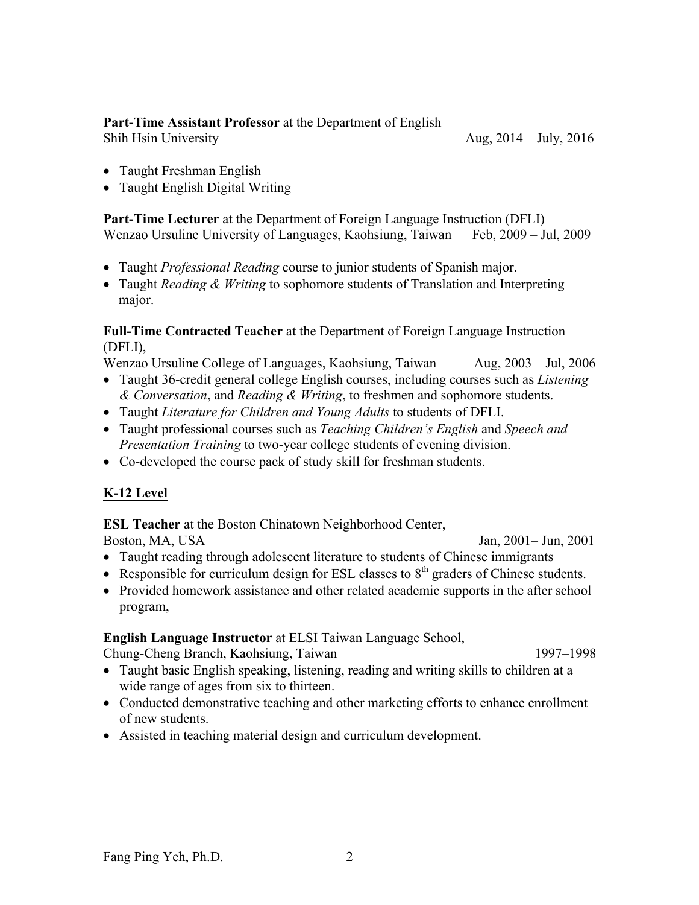**Part-Time Assistant Professor** at the Department of English
Shih Hsin University Aug, 2014 – July, 2016

- Taught Freshman English
- Taught English Digital Writing

**Part-Time Lecturer** at the Department of Foreign Language Instruction (DFLI)
Wenzao Ursuline University of Languages, Kaohsiung, Taiwan Feb, 2009 – Jul, 2009

- Taught *Professional Reading* course to junior students of Spanish major.
- Taught *Reading & Writing* to sophomore students of Translation and Interpreting major.

**Full-Time Contracted Teacher** at the Department of Foreign Language Instruction (DFLI),
Wenzao Ursuline College of Languages, Kaohsiung, Taiwan Aug, 2003 – Jul, 2006

- Taught 36-credit general college English courses, including courses such as *Listening & Conversation*, and *Reading & Writing*, to freshmen and sophomore students.
- Taught *Literature for Children and Young Adults* to students of DFLI.
- Taught professional courses such as *Teaching Children's English* and *Speech and Presentation Training* to two-year college students of evening division.
- Co-developed the course pack of study skill for freshman students.

## K-12 Level

**ESL Teacher** at the Boston Chinatown Neighborhood Center,
Boston, MA, USA Jan, 2001– Jun, 2001

- Taught reading through adolescent literature to students of Chinese immigrants
- Responsible for curriculum design for ESL classes to 8th graders of Chinese students.
- Provided homework assistance and other related academic supports in the after school program,

**English Language Instructor** at ELSI Taiwan Language School,
Chung-Cheng Branch, Kaohsiung, Taiwan 1997–1998

- Taught basic English speaking, listening, reading and writing skills to children at a wide range of ages from six to thirteen.
- Conducted demonstrative teaching and other marketing efforts to enhance enrollment of new students.
- Assisted in teaching material design and curriculum development.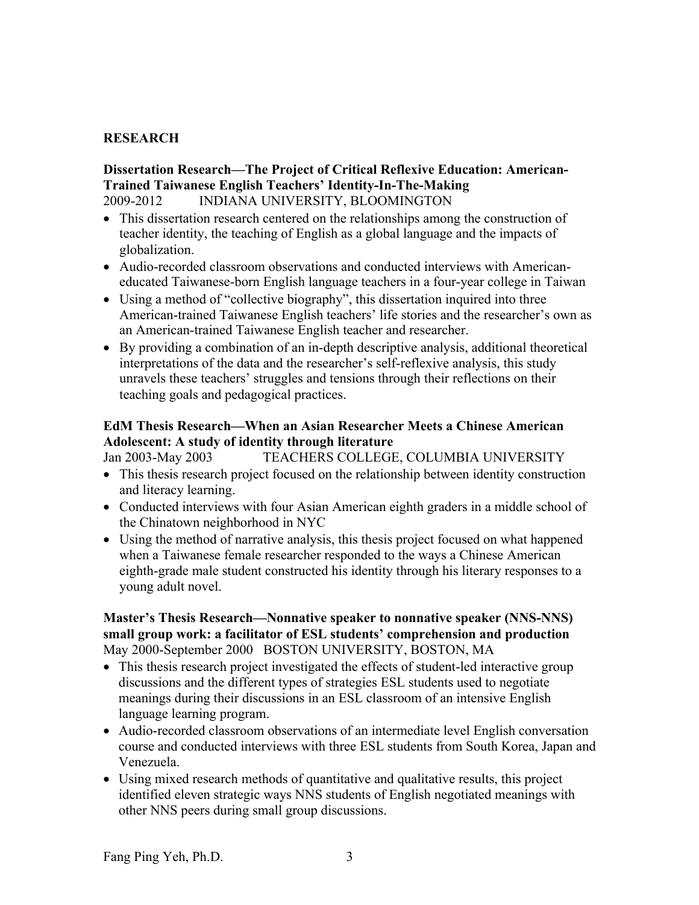## RESEARCH

**Dissertation Research—The Project of Critical Reflexive Education: American-Trained Taiwanese English Teachers' Identity-In-The-Making**
2009-2012 INDIANA UNIVERSITY, BLOOMINGTON

- This dissertation research centered on the relationships among the construction of teacher identity, the teaching of English as a global language and the impacts of globalization.
- Audio-recorded classroom observations and conducted interviews with American-educated Taiwanese-born English language teachers in a four-year college in Taiwan
- Using a method of "collective biography", this dissertation inquired into three American-trained Taiwanese English teachers' life stories and the researcher's own as an American-trained Taiwanese English teacher and researcher.
- By providing a combination of an in-depth descriptive analysis, additional theoretical interpretations of the data and the researcher's self-reflexive analysis, this study unravels these teachers' struggles and tensions through their reflections on their teaching goals and pedagogical practices.

**EdM Thesis Research—When an Asian Researcher Meets a Chinese American Adolescent: A study of identity through literature**
Jan 2003-May 2003 TEACHERS COLLEGE, COLUMBIA UNIVERSITY

- This thesis research project focused on the relationship between identity construction and literacy learning.
- Conducted interviews with four Asian American eighth graders in a middle school of the Chinatown neighborhood in NYC
- Using the method of narrative analysis, this thesis project focused on what happened when a Taiwanese female researcher responded to the ways a Chinese American eighth-grade male student constructed his identity through his literary responses to a young adult novel.

**Master's Thesis Research—Nonnative speaker to nonnative speaker (NNS-NNS) small group work: a facilitator of ESL students' comprehension and production**
May 2000-September 2000 BOSTON UNIVERSITY, BOSTON, MA

- This thesis research project investigated the effects of student-led interactive group discussions and the different types of strategies ESL students used to negotiate meanings during their discussions in an ESL classroom of an intensive English language learning program.
- Audio-recorded classroom observations of an intermediate level English conversation course and conducted interviews with three ESL students from South Korea, Japan and Venezuela.
- Using mixed research methods of quantitative and qualitative results, this project identified eleven strategic ways NNS students of English negotiated meanings with other NNS peers during small group discussions.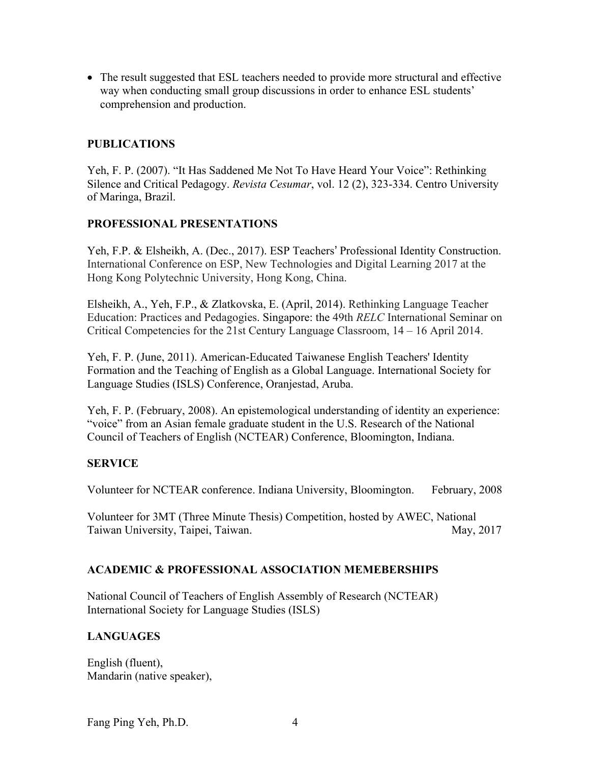- The result suggested that ESL teachers needed to provide more structural and effective way when conducting small group discussions in order to enhance ESL students' comprehension and production.

## PUBLICATIONS

Yeh, F. P. (2007). "It Has Saddened Me Not To Have Heard Your Voice": Rethinking Silence and Critical Pedagogy. *Revista Cesumar*, vol. 12 (2), 323-334. Centro University of Maringa, Brazil.

## PROFESSIONAL PRESENTATIONS

Yeh, F.P. & Elsheikh, A. (Dec., 2017). ESP Teachers' Professional Identity Construction. International Conference on ESP, New Technologies and Digital Learning 2017 at the Hong Kong Polytechnic University, Hong Kong, China.

Elsheikh, A., Yeh, F.P., & Zlatkovska, E. (April, 2014). Rethinking Language Teacher Education: Practices and Pedagogies. Singapore: the 49th *RELC* International Seminar on Critical Competencies for the 21st Century Language Classroom, 14 – 16 April 2014.

Yeh, F. P. (June, 2011). American-Educated Taiwanese English Teachers' Identity Formation and the Teaching of English as a Global Language. International Society for Language Studies (ISLS) Conference, Oranjestad, Aruba.

Yeh, F. P. (February, 2008). An epistemological understanding of identity an experience: "voice" from an Asian female graduate student in the U.S. Research of the National Council of Teachers of English (NCTEAR) Conference, Bloomington, Indiana.

## SERVICE

Volunteer for NCTEAR conference. Indiana University, Bloomington. February, 2008

Volunteer for 3MT (Three Minute Thesis) Competition, hosted by AWEC, National Taiwan University, Taipei, Taiwan. May, 2017

## ACADEMIC & PROFESSIONAL ASSOCIATION MEMEBERSHIPS

National Council of Teachers of English Assembly of Research (NCTEAR)
International Society for Language Studies (ISLS)

## LANGUAGES

English (fluent),
Mandarin (native speaker),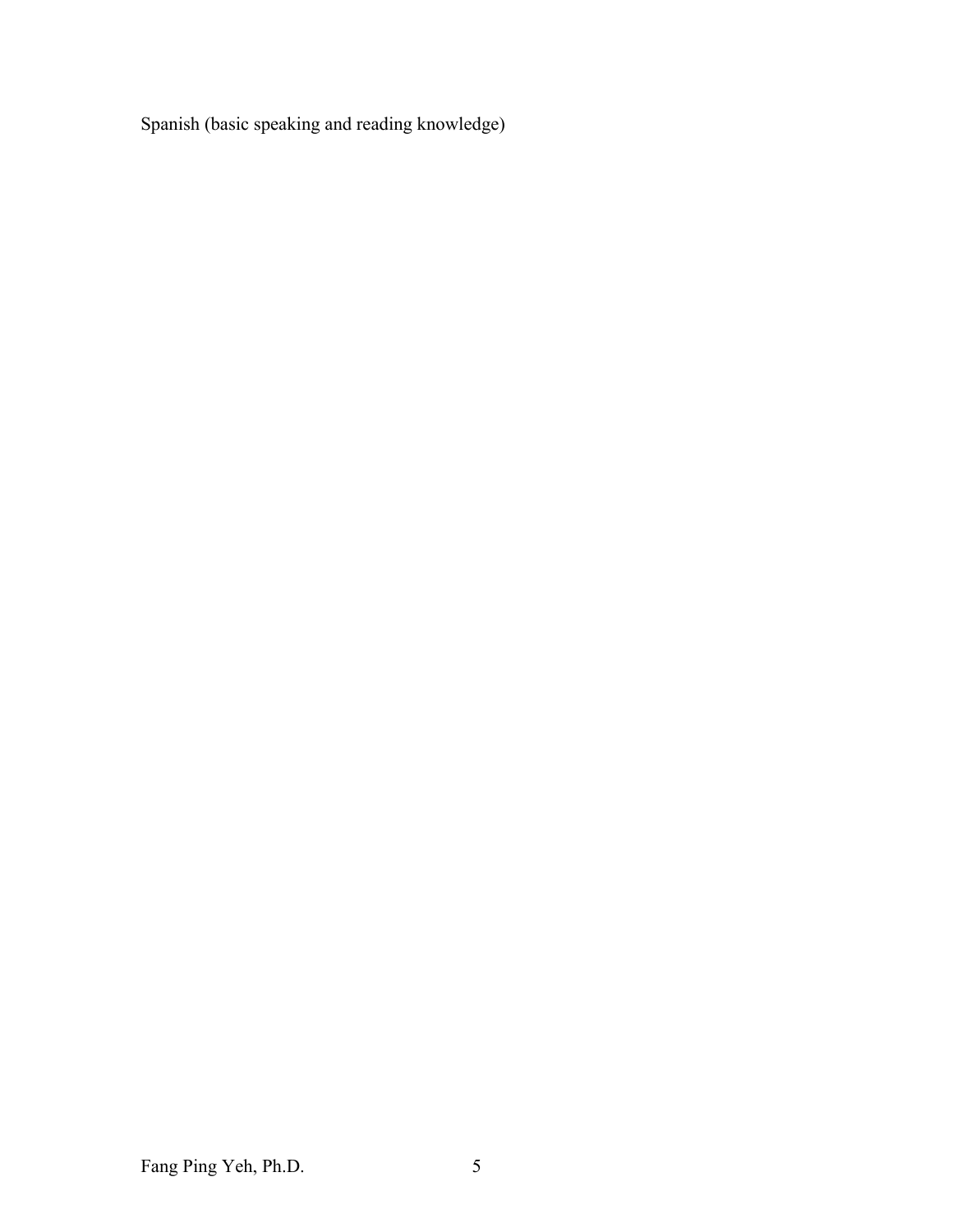Spanish (basic speaking and reading knowledge)